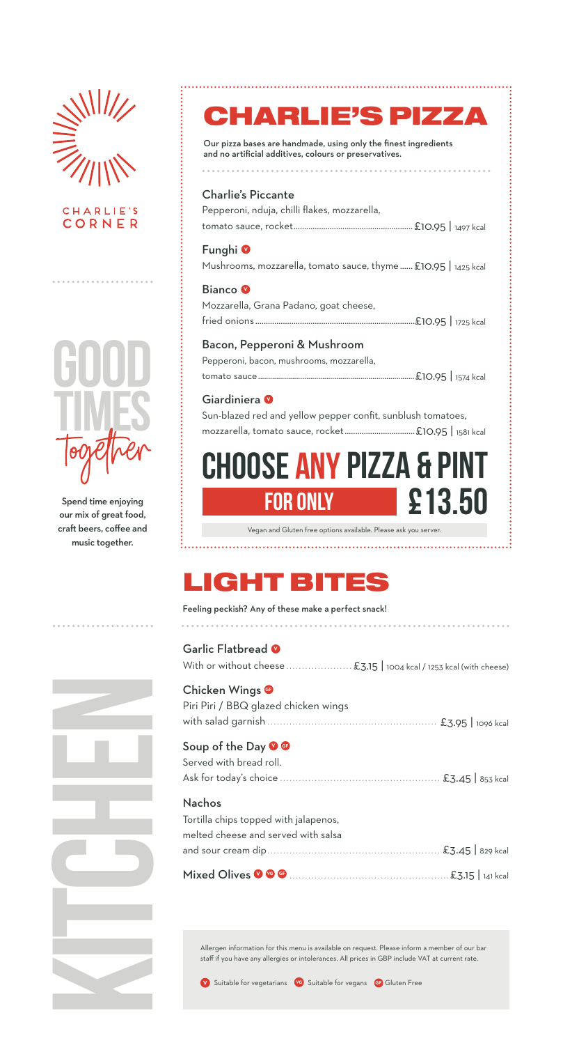CHARLIE'S CORNER

GOOD TIMES together

Spend time enjoying our mix of great food, craft beers, coffee and music together.

KITCHEN

# CHARLIE'S PIZZA

Our pizza bases are handmade, using only the finest ingredients and no artificial additives, colours or preservatives.

**Charlie's Piccante**
Pepperoni, nduja, chilli flakes, mozzarella, tomato sauce, rocket ........ £10.95 | 1497 kcal

**Funghi** (V)
Mushrooms, mozzarella, tomato sauce, thyme ...... £10.95 | 1425 kcal

**Bianco** (V)
Mozzarella, Grana Padano, goat cheese, fried onions ........ £10.95 | 1725 kcal

**Bacon, Pepperoni & Mushroom**
Pepperoni, bacon, mushrooms, mozzarella, tomato sauce ........ £10.95 | 1574 kcal

**Giardiniera** (V)
Sun-blazed red and yellow pepper confit, sunblush tomatoes, mozzarella, tomato sauce, rocket ........ £10.95 | 1581 kcal

## CHOOSE ANY PIZZA & PINT FOR ONLY £13.50

Vegan and Gluten free options available. Please ask you server.

# LIGHT BITES

Feeling peckish? Any of these make a perfect snack!

**Garlic Flatbread** (V)
With or without cheese ........ £3.15 | 1004 kcal / 1253 kcal (with cheese)

**Chicken Wings** (GF)
Piri Piri / BBQ glazed chicken wings with salad garnish ........ £3.95 | 1096 kcal

**Soup of the Day** (V) (GF)
Served with bread roll.
Ask for today's choice ........ £3.45 | 853 kcal

**Nachos**
Tortilla chips topped with jalapenos, melted cheese and served with salsa and sour cream dip ........ £3.45 | 829 kcal

**Mixed Olives** (V) (VG) (GF) ........ £3.15 | 141 kcal

Allergen information for this menu is available on request. Please inform a member of our bar staff if you have any allergies or intolerances. All prices in GBP include VAT at current rate.

(V) Suitable for vegetarians (VG) Suitable for vegans (GF) Gluten Free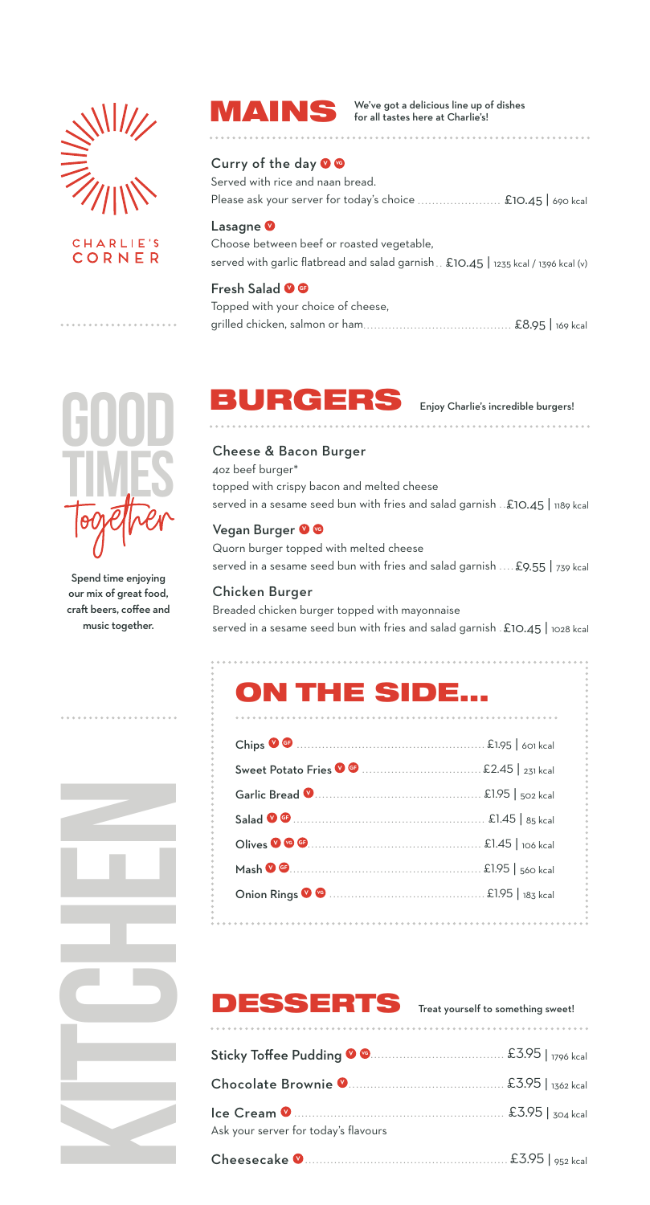CHARLIE'S CORNER

GOOD TIMES together

Spend time enjoying our mix of great food, craft beers, coffee and music together.

KITCHEN

## MAINS

We've got a delicious line up of dishes for all tastes here at Charlie's!

**Curry of the day** V VG
Served with rice and naan bread.
Please ask your server for today's choice ...................... £10.45 | 690 kcal

**Lasagne** V
Choose between beef or roasted vegetable,
served with garlic flatbread and salad garnish .. £10.45 | 1235 kcal / 1396 kcal (v)

**Fresh Salad** V GF
Topped with your choice of cheese,
grilled chicken, salmon or ham ...................................... £8.95 | 169 kcal

## BURGERS

Enjoy Charlie's incredible burgers!

**Cheese & Bacon Burger**
4oz beef burger*
topped with crispy bacon and melted cheese
served in a sesame seed bun with fries and salad garnish .. £10.45 | 1189 kcal

**Vegan Burger** V VG
Quorn burger topped with melted cheese
served in a sesame seed bun with fries and salad garnish .... £9.55 | 739 kcal

**Chicken Burger**
Breaded chicken burger topped with mayonnaise
served in a sesame seed bun with fries and salad garnish . £10.45 | 1028 kcal

## ON THE SIDE...

**Chips** V GF ................................................ £1.95 | 601 kcal
**Sweet Potato Fries** V GF ............................. £2.45 | 231 kcal
**Garlic Bread** V ........................................... £1.95 | 502 kcal
**Salad** V GF .................................................. £1.45 | 85 kcal
**Olives** V VG GF ........................................... £1.45 | 106 kcal
**Mash** V GF .................................................. £1.95 | 560 kcal
**Onion Rings** V VG ........................................ £1.95 | 183 kcal

## DESSERTS

Treat yourself to something sweet!

**Sticky Toffee Pudding** V VG ............................ £3.95 | 1796 kcal
**Chocolate Brownie** V ...................................... £3.95 | 1362 kcal
**Ice Cream** V .................................................. £3.95 | 304 kcal
Ask your server for today's flavours
**Cheesecake** V ................................................ £3.95 | 952 kcal